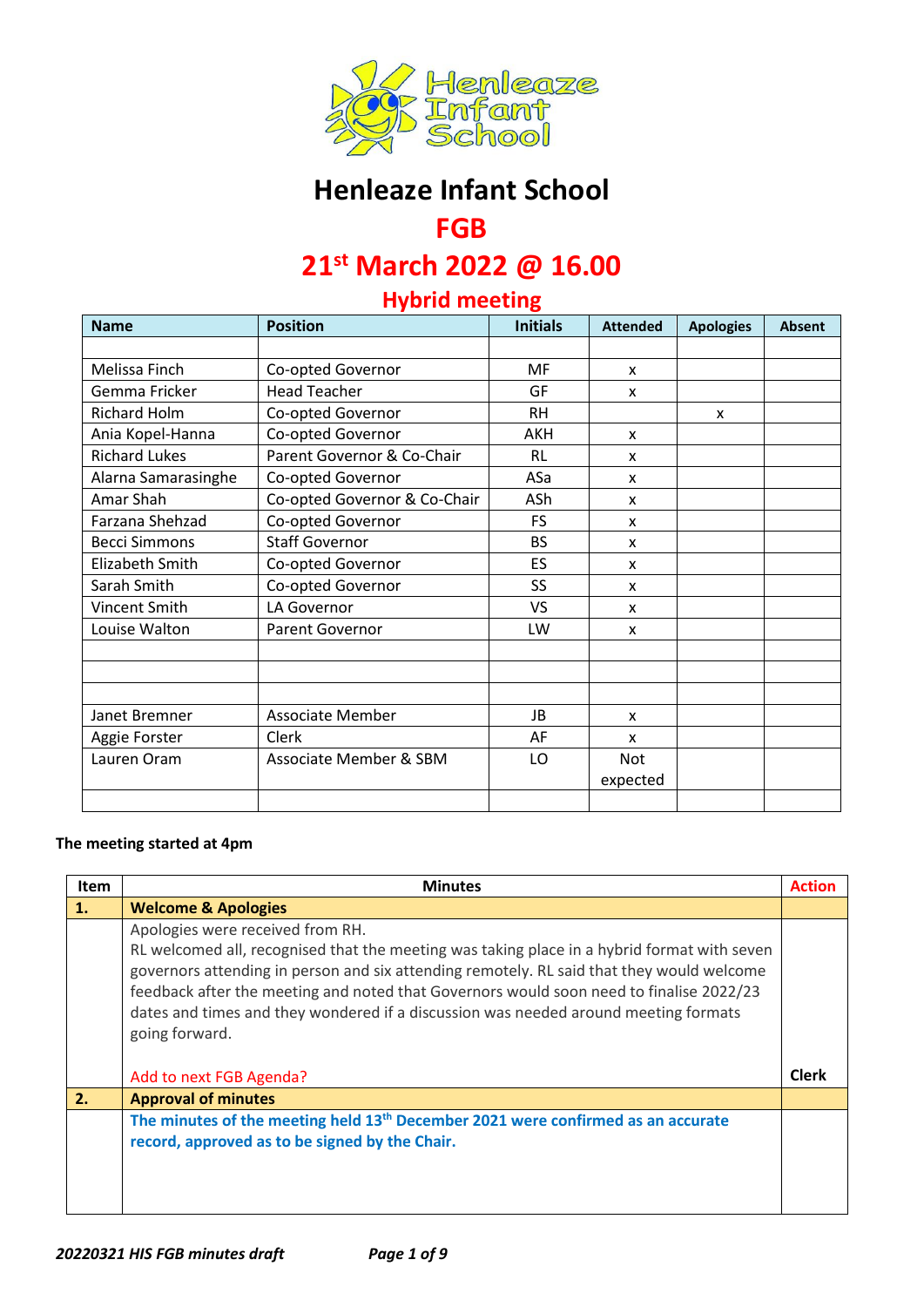# Henleaze Infant School

## FGB

## 21st March 2022 @ 16.00

### Hybrid meeting

| Name | Position | Initials | Attended | Apologies | Absent |
|---|---|---|---|---|---|
| | | | | | |
| Melissa Finch | Co-opted Governor | MF | x | | |
| Gemma Fricker | Head Teacher | GF | x | | |
| Richard Holm | Co-opted Governor | RH | | x | |
| Ania Kopel-Hanna | Co-opted Governor | AKH | x | | |
| Richard Lukes | Parent Governor & Co-Chair | RL | x | | |
| Alarna Samarasinghe | Co-opted Governor | ASa | x | | |
| Amar Shah | Co-opted Governor & Co-Chair | ASh | x | | |
| Farzana Shehzad | Co-opted Governor | FS | x | | |
| Becci Simmons | Staff Governor | BS | x | | |
| Elizabeth Smith | Co-opted Governor | ES | x | | |
| Sarah Smith | Co-opted Governor | SS | x | | |
| Vincent Smith | LA Governor | VS | x | | |
| Louise Walton | Parent Governor | LW | x | | |
| | | | | | |
| | | | | | |
| | | | | | |
| Janet Bremner | Associate Member | JB | x | | |
| Aggie Forster | Clerk | AF | x | | |
| Lauren Oram | Associate Member & SBM | LO | Not expected | | |
| | | | | | |

**The meeting started at 4pm**

| Item | Minutes | Action |
|---|---|---|
| **1.** | **Welcome & Apologies** | |
| | Apologies were received from RH.<br>RL welcomed all, recognised that the meeting was taking place in a hybrid format with seven governors attending in person and six attending remotely. RL said that they would welcome feedback after the meeting and noted that Governors would soon need to finalise 2022/23 dates and times and they wondered if a discussion was needed around meeting formats going forward.<br><br>Add to next FGB Agenda? | **Clerk** |
| **2.** | **Approval of minutes** | |
| | **The minutes of the meeting held 13th December 2021 were confirmed as an accurate record, approved as to be signed by the Chair.** | |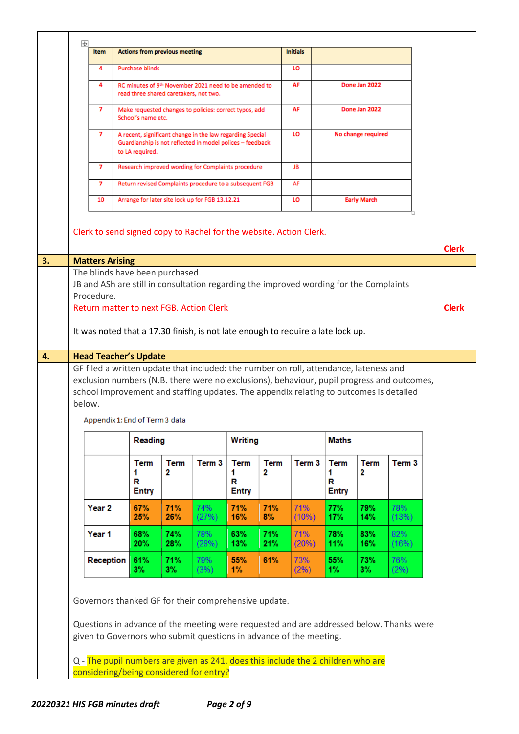| Item | Actions from previous meeting | Initials | |
|---|---|---|---|
| 4 | Purchase blinds | LO | |
| 4 | RC minutes of 9th November 2021 need to be amended to read three shared caretakers, not two. | AF | Done Jan 2022 |
| 7 | Make requested changes to policies: correct typos, add School's name etc. | AF | Done Jan 2022 |
| 7 | A recent, significant change in the law regarding Special Guardianship is not reflected in model polices – feedback to LA required. | LO | No change required |
| 7 | Research improved wording for Complaints procedure | JB | |
| 7 | Return revised Complaints procedure to a subsequent FGB | AF | |
| 10 | Arrange for later site lock up for FGB 13.12.21 | LO | Early March |

Clerk to send signed copy to Rachel for the website. Action Clerk. — **Clerk**

## 3. Matters Arising

The blinds have been purchased.
JB and ASh are still in consultation regarding the improved wording for the Complaints Procedure.
Return matter to next FGB. Action Clerk — **Clerk**

It was noted that a 17.30 finish, is not late enough to require a late lock up.

## 4. Head Teacher's Update

GF filed a written update that included: the number on roll, attendance, lateness and exclusion numbers (N.B. there were no exclusions), behaviour, pupil progress and outcomes, school improvement and staffing updates. The appendix relating to outcomes is detailed below.

Appendix 1: End of Term 3 data

| | Reading | | | Writing | | | Maths | | |
|---|---|---|---|---|---|---|---|---|---|
| | Term 1 R Entry | Term 2 | Term 3 | Term 1 R Entry | Term 2 | Term 3 | Term 1 R Entry | Term 2 | Term 3 |
| Year 2 | 67% 25% | 71% 26% | 74% (27%) | 71% 16% | 71% 8% | 71% (10%) | 77% 17% | 79% 14% | 78% (13%) |
| Year 1 | 68% 20% | 74% 28% | 78% (28%) | 63% 13% | 71% 21% | 71% (20%) | 78% 11% | 83% 16% | 82% (16%) |
| Reception | 61% 3% | 71% 3% | 79% (3%) | 55% 1% | 61% | 73% (2%) | 55% 1% | 73% 3% | 76% (2%) |

Governors thanked GF for their comprehensive update.

Questions in advance of the meeting were requested and are addressed below. Thanks were given to Governors who submit questions in advance of the meeting.

Q - The pupil numbers are given as 241, does this include the 2 children who are considering/being considered for entry?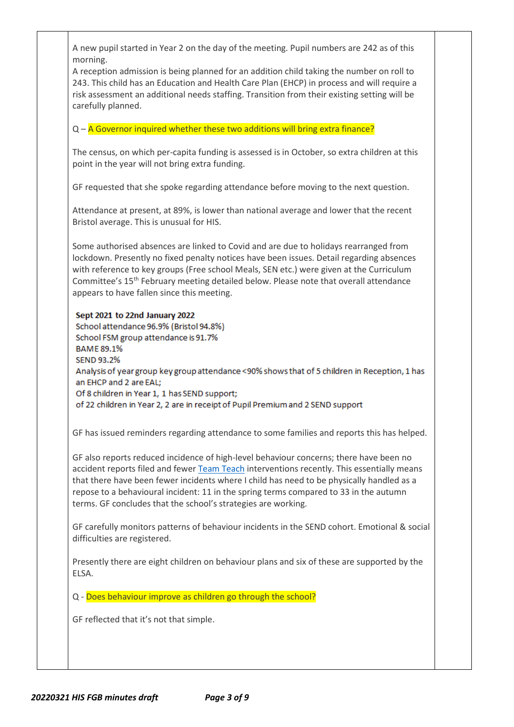A new pupil started in Year 2 on the day of the meeting. Pupil numbers are 242 as of this morning.
A reception admission is being planned for an addition child taking the number on roll to 243. This child has an Education and Health Care Plan (EHCP) in process and will require a risk assessment an additional needs staffing. Transition from their existing setting will be carefully planned.

Q – A Governor inquired whether these two additions will bring extra finance?

The census, on which per-capita funding is assessed is in October, so extra children at this point in the year will not bring extra funding.

GF requested that she spoke regarding attendance before moving to the next question.

Attendance at present, at 89%, is lower than national average and lower that the recent Bristol average. This is unusual for HIS.

Some authorised absences are linked to Covid and are due to holidays rearranged from lockdown. Presently no fixed penalty notices have been issues. Detail regarding absences with reference to key groups (Free school Meals, SEN etc.) were given at the Curriculum Committee's 15th February meeting detailed below. Please note that overall attendance appears to have fallen since this meeting.

**Sept 2021 to 22nd January 2022**
School attendance 96.9% (Bristol 94.8%)
School FSM group attendance is 91.7%
BAME 89.1%
SEND 93.2%
Analysis of year group key group attendance <90% shows that of 5 children in Reception, 1 has an EHCP and 2 are EAL;
Of 8 children in Year 1, 1 has SEND support;
of 22 children in Year 2, 2 are in receipt of Pupil Premium and 2 SEND support

GF has issued reminders regarding attendance to some families and reports this has helped.

GF also reports reduced incidence of high-level behaviour concerns; there have been no accident reports filed and fewer Team Teach interventions recently. This essentially means that there have been fewer incidents where I child has need to be physically handled as a repose to a behavioural incident: 11 in the spring terms compared to 33 in the autumn terms. GF concludes that the school's strategies are working.

GF carefully monitors patterns of behaviour incidents in the SEND cohort. Emotional & social difficulties are registered.

Presently there are eight children on behaviour plans and six of these are supported by the ELSA.

Q - Does behaviour improve as children go through the school?

GF reflected that it's not that simple.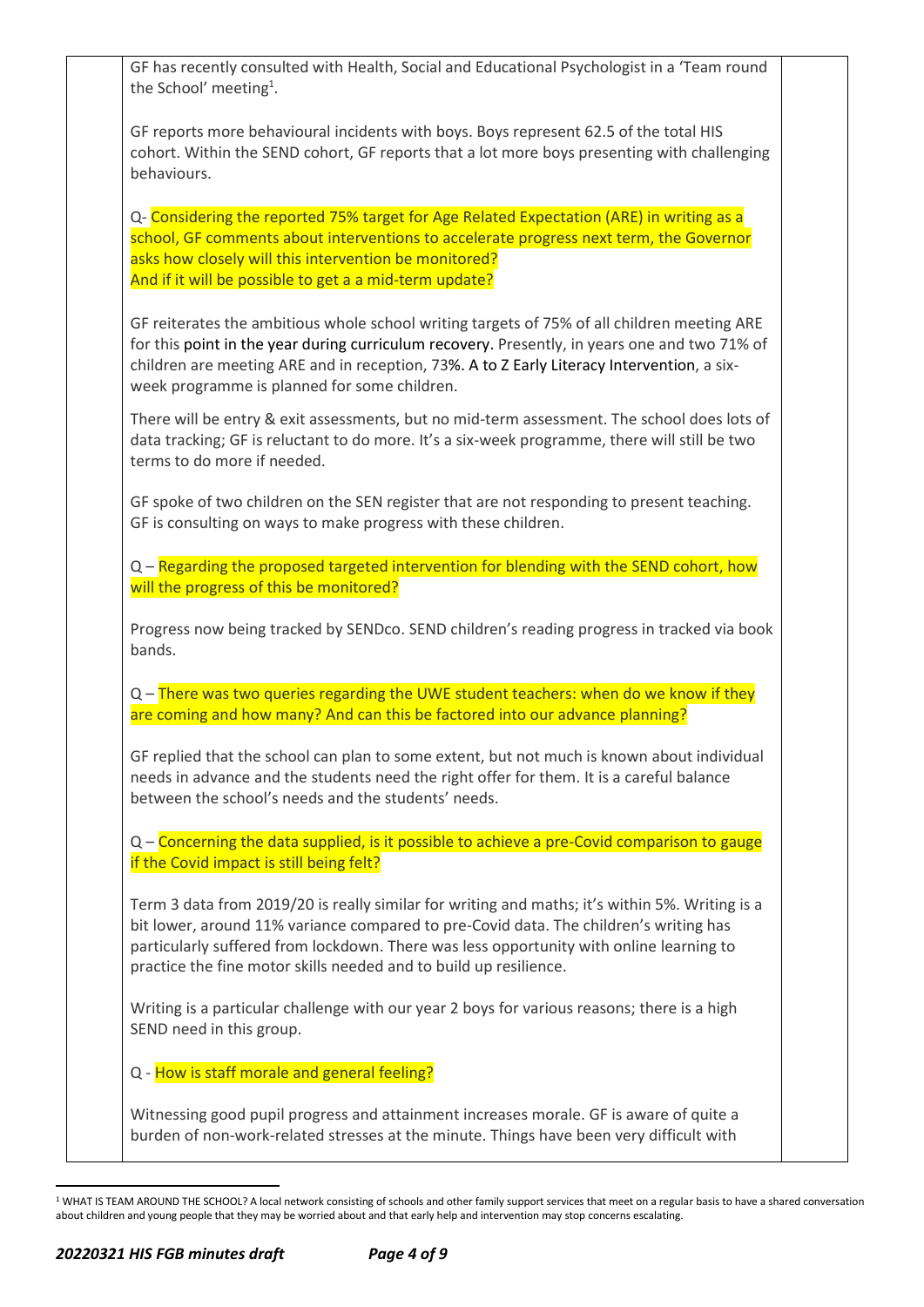GF has recently consulted with Health, Social and Educational Psychologist in a 'Team round the School' meeting[1].

GF reports more behavioural incidents with boys. Boys represent 62.5 of the total HIS cohort. Within the SEND cohort, GF reports that a lot more boys presenting with challenging behaviours.

Q- Considering the reported 75% target for Age Related Expectation (ARE) in writing as a school, GF comments about interventions to accelerate progress next term, the Governor asks how closely will this intervention be monitored?
And if it will be possible to get a a mid-term update?

GF reiterates the ambitious whole school writing targets of 75% of all children meeting ARE for this point in the year during curriculum recovery. Presently, in years one and two 71% of children are meeting ARE and in reception, 73%. A to Z Early Literacy Intervention, a six-week programme is planned for some children.

There will be entry & exit assessments, but no mid-term assessment. The school does lots of data tracking; GF is reluctant to do more. It's a six-week programme, there will still be two terms to do more if needed.

GF spoke of two children on the SEN register that are not responding to present teaching. GF is consulting on ways to make progress with these children.

Q – Regarding the proposed targeted intervention for blending with the SEND cohort, how will the progress of this be monitored?

Progress now being tracked by SENDco. SEND children's reading progress in tracked via book bands.

Q – There was two queries regarding the UWE student teachers: when do we know if they are coming and how many? And can this be factored into our advance planning?

GF replied that the school can plan to some extent, but not much is known about individual needs in advance and the students need the right offer for them. It is a careful balance between the school's needs and the students' needs.

Q – Concerning the data supplied, is it possible to achieve a pre-Covid comparison to gauge if the Covid impact is still being felt?

Term 3 data from 2019/20 is really similar for writing and maths; it's within 5%. Writing is a bit lower, around 11% variance compared to pre-Covid data. The children's writing has particularly suffered from lockdown. There was less opportunity with online learning to practice the fine motor skills needed and to build up resilience.

Writing is a particular challenge with our year 2 boys for various reasons; there is a high SEND need in this group.

Q - How is staff morale and general feeling?

Witnessing good pupil progress and attainment increases morale. GF is aware of quite a burden of non-work-related stresses at the minute. Things have been very difficult with

[1] WHAT IS TEAM AROUND THE SCHOOL? A local network consisting of schools and other family support services that meet on a regular basis to have a shared conversation about children and young people that they may be worried about and that early help and intervention may stop concerns escalating.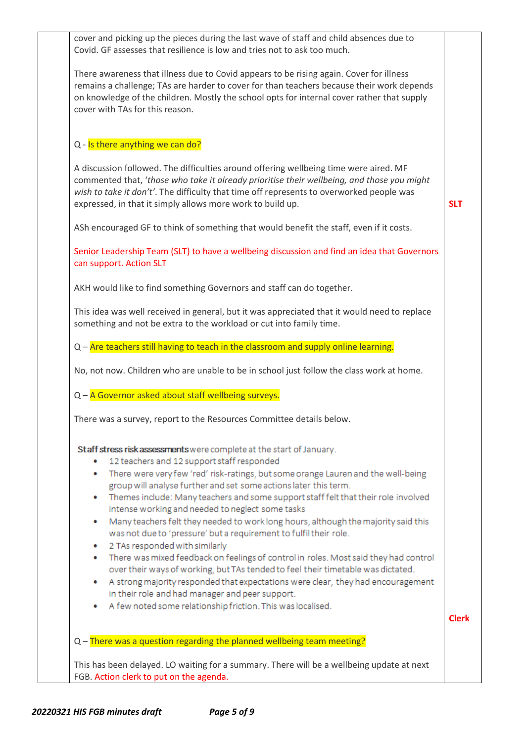| | | |
|---|---|---|
| | cover and picking up the pieces during the last wave of staff and child absences due to Covid. GF assesses that resilience is low and tries not to ask too much.<br><br>There awareness that illness due to Covid appears to be rising again. Cover for illness remains a challenge; TAs are harder to cover for than teachers because their work depends on knowledge of the children. Mostly the school opts for internal cover rather that supply cover with TAs for this reason.<br><br>Q - Is there anything we can do?<br><br>A discussion followed. The difficulties around offering wellbeing time were aired. MF commented that, '*those who take it already prioritise their wellbeing, and those you might wish to take it don't*'. The difficulty that time off represents to overworked people was expressed, in that it simply allows more work to build up.<br><br>ASh encouraged GF to think of something that would benefit the staff, even if it costs.<br><br>Senior Leadership Team (SLT) to have a wellbeing discussion and find an idea that Governors can support. Action SLT<br><br>AKH would like to find something Governors and staff can do together.<br><br>This idea was well received in general, but it was appreciated that it would need to replace something and not be extra to the workload or cut into family time.<br><br>Q – Are teachers still having to teach in the classroom and supply online learning.<br><br>No, not now. Children who are unable to be in school just follow the class work at home.<br><br>Q – A Governor asked about staff wellbeing surveys.<br><br>There was a survey, report to the Resources Committee details below.<br><br>**Staff stress risk assessments** were complete at the start of January.<br>• 12 teachers and 12 support staff responded<br>• There were very few 'red' risk-ratings, but some orange Lauren and the well-being group will analyse further and set some actions later this term.<br>• Themes include: Many teachers and some support staff felt that their role involved intense working and needed to neglect some tasks<br>• Many teachers felt they needed to work long hours, although the majority said this was not due to 'pressure' but a requirement to fulfil their role.<br>• 2 TAs responded with similarly<br>• There was mixed feedback on feelings of control in roles. Most said they had control over their ways of working, but TAs tended to feel their timetable was dictated.<br>• A strong majority responded that expectations were clear, they had encouragement in their role and had manager and peer support.<br>• A few noted some relationship friction. This was localised.<br><br>Q – There was a question regarding the planned wellbeing team meeting?<br><br>This has been delayed. LO waiting for a summary. There will be a wellbeing update at next FGB. Action clerk to put on the agenda. | **SLT**<br><br>**Clerk** |

*20220321 HIS FGB minutes draft*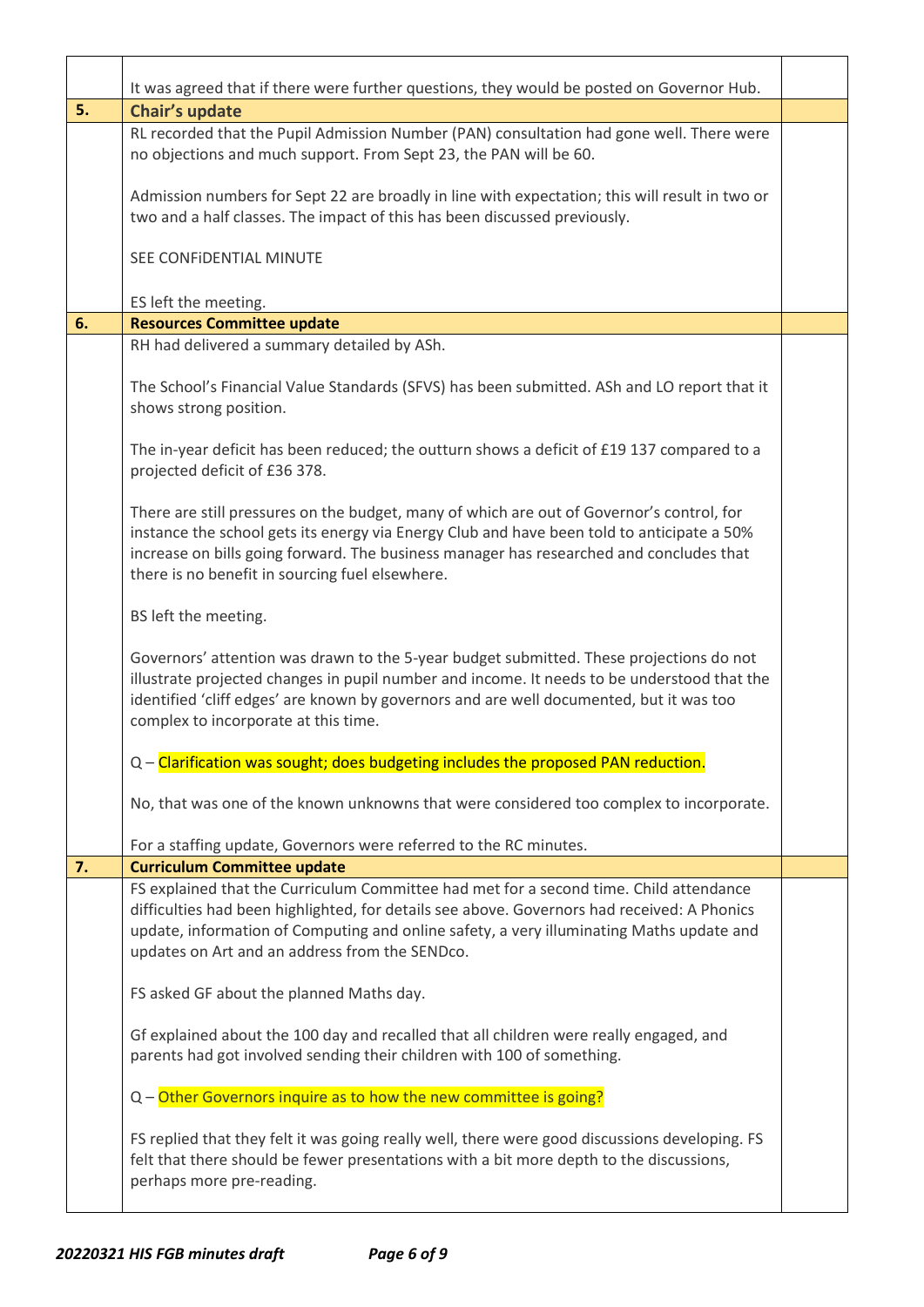| | | |
|---|---|---|
| | It was agreed that if there were further questions, they would be posted on Governor Hub. | |
| **5.** | **Chair's update** | |
| | RL recorded that the Pupil Admission Number (PAN) consultation had gone well. There were no objections and much support. From Sept 23, the PAN will be 60.<br><br>Admission numbers for Sept 22 are broadly in line with expectation; this will result in two or two and a half classes. The impact of this has been discussed previously.<br><br>SEE CONFiDENTIAL MINUTE<br><br>ES left the meeting. | |
| **6.** | **Resources Committee update** | |
| | RH had delivered a summary detailed by ASh.<br><br>The School's Financial Value Standards (SFVS) has been submitted. ASh and LO report that it shows strong position.<br><br>The in-year deficit has been reduced; the outturn shows a deficit of £19 137 compared to a projected deficit of £36 378.<br><br>There are still pressures on the budget, many of which are out of Governor's control, for instance the school gets its energy via Energy Club and have been told to anticipate a 50% increase on bills going forward. The business manager has researched and concludes that there is no benefit in sourcing fuel elsewhere.<br><br>BS left the meeting.<br><br>Governors' attention was drawn to the 5-year budget submitted. These projections do not illustrate projected changes in pupil number and income. It needs to be understood that the identified 'cliff edges' are known by governors and are well documented, but it was too complex to incorporate at this time.<br><br>Q – Clarification was sought; does budgeting includes the proposed PAN reduction.<br><br>No, that was one of the known unknowns that were considered too complex to incorporate.<br><br>For a staffing update, Governors were referred to the RC minutes. | |
| **7.** | **Curriculum Committee update** | |
| | FS explained that the Curriculum Committee had met for a second time. Child attendance difficulties had been highlighted, for details see above. Governors had received: A Phonics update, information of Computing and online safety, a very illuminating Maths update and updates on Art and an address from the SENDco.<br><br>FS asked GF about the planned Maths day.<br><br>Gf explained about the 100 day and recalled that all children were really engaged, and parents had got involved sending their children with 100 of something.<br><br>Q – Other Governors inquire as to how the new committee is going?<br><br>FS replied that they felt it was going really well, there were good discussions developing. FS felt that there should be fewer presentations with a bit more depth to the discussions, perhaps more pre-reading. | |

*20220321 HIS FGB minutes draft*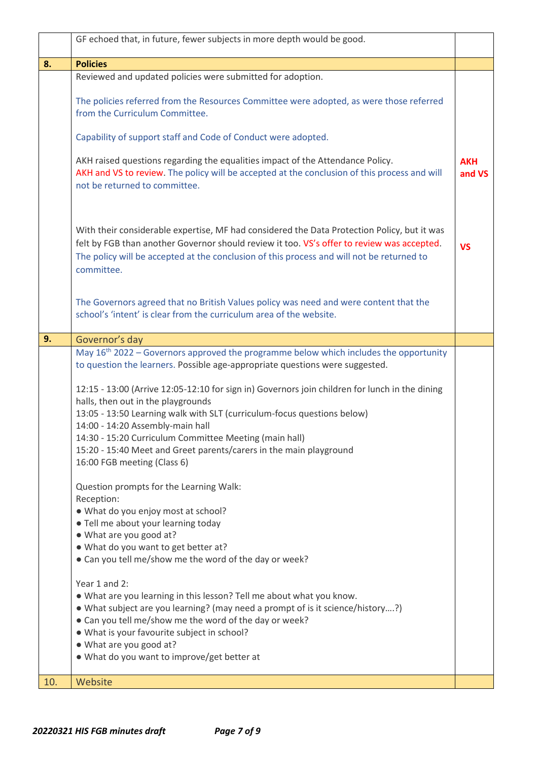| | | |
|---|---|---|
| | GF echoed that, in future, fewer subjects in more depth would be good. | |
| **8.** | **Policies** | |
| | Reviewed and updated policies were submitted for adoption.<br><br>The policies referred from the Resources Committee were adopted, as were those referred from the Curriculum Committee.<br><br>Capability of support staff and Code of Conduct were adopted.<br><br>AKH raised questions regarding the equalities impact of the Attendance Policy.<br>AKH and VS to review. The policy will be accepted at the conclusion of this process and will not be returned to committee.<br><br>With their considerable expertise, MF had considered the Data Protection Policy, but it was felt by FGB than another Governor should review it too. VS's offer to review was accepted. The policy will be accepted at the conclusion of this process and will not be returned to committee.<br><br>The Governors agreed that no British Values policy was need and were content that the school's 'intent' is clear from the curriculum area of the website. | **AKH and VS**<br><br><br><br>**VS** |
| **9.** | Governor's day | |
| | May 16th 2022 – Governors approved the programme below which includes the opportunity to question the learners. Possible age-appropriate questions were suggested.<br><br>12:15 - 13:00 (Arrive 12:05-12:10 for sign in) Governors join children for lunch in the dining halls, then out in the playgrounds<br>13:05 - 13:50 Learning walk with SLT (curriculum-focus questions below)<br>14:00 - 14:20 Assembly-main hall<br>14:30 - 15:20 Curriculum Committee Meeting (main hall)<br>15:20 - 15:40 Meet and Greet parents/carers in the main playground<br>16:00 FGB meeting (Class 6)<br><br>Question prompts for the Learning Walk:<br>Reception:<br>● What do you enjoy most at school?<br>● Tell me about your learning today<br>● What are you good at?<br>● What do you want to get better at?<br>● Can you tell me/show me the word of the day or week?<br><br>Year 1 and 2:<br>● What are you learning in this lesson? Tell me about what you know.<br>● What subject are you learning? (may need a prompt of is it science/history….?)<br>● Can you tell me/show me the word of the day or week?<br>● What is your favourite subject in school?<br>● What are you good at?<br>● What do you want to improve/get better at | |
| 10. | Website | |

*20220321 HIS FGB minutes draft*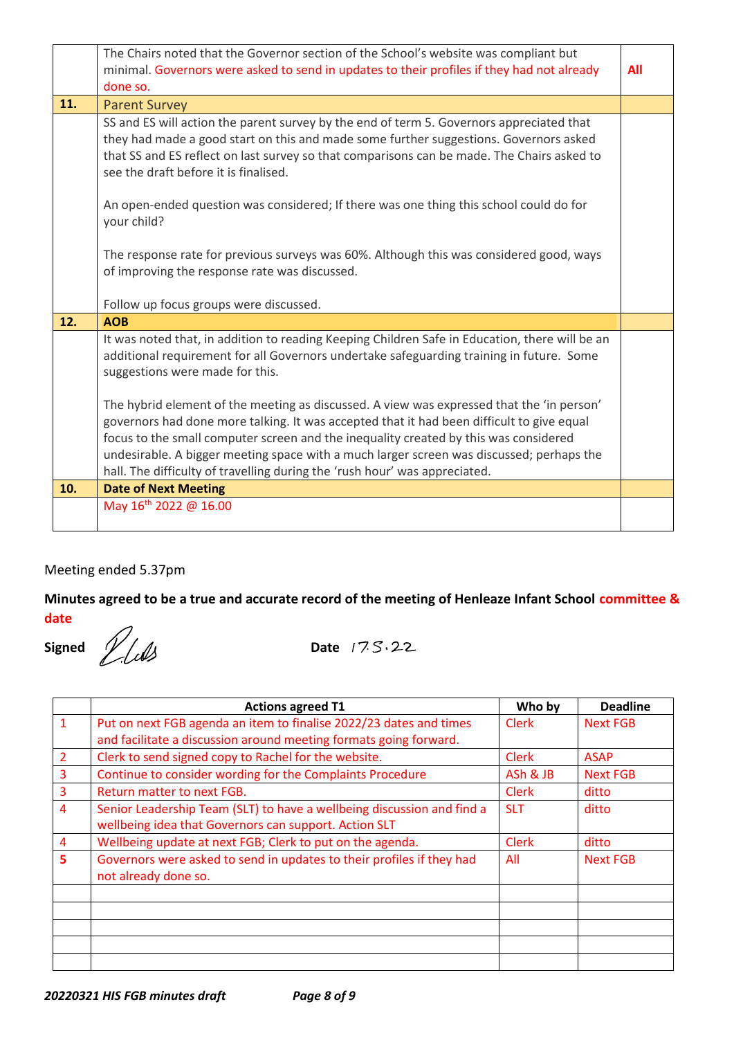| | | |
|---|---|---|
| | The Chairs noted that the Governor section of the School's website was compliant but minimal. Governors were asked to send in updates to their profiles if they had not already done so. | **All** |
| **11.** | Parent Survey | |
| | SS and ES will action the parent survey by the end of term 5. Governors appreciated that they had made a good start on this and made some further suggestions. Governors asked that SS and ES reflect on last survey so that comparisons can be made. The Chairs asked to see the draft before it is finalised.<br><br>An open-ended question was considered; If there was one thing this school could do for your child?<br><br>The response rate for previous surveys was 60%. Although this was considered good, ways of improving the response rate was discussed.<br><br>Follow up focus groups were discussed. | |
| **12.** | **AOB** | |
| | It was noted that, in addition to reading Keeping Children Safe in Education, there will be an additional requirement for all Governors undertake safeguarding training in future. Some suggestions were made for this.<br><br>The hybrid element of the meeting as discussed. A view was expressed that the 'in person' governors had done more talking. It was accepted that it had been difficult to give equal focus to the small computer screen and the inequality created by this was considered undesirable. A bigger meeting space with a much larger screen was discussed; perhaps the hall. The difficulty of travelling during the 'rush hour' was appreciated. | |
| **10.** | **Date of Next Meeting** | |
| | May 16th 2022 @ 16.00 | |

Meeting ended 5.37pm

**Minutes agreed to be a true and accurate record of the meeting of Henleaze Infant School committee & date**

**Signed** [signature] **Date** 17.5.22

| | Actions agreed T1 | Who by | Deadline |
|---|---|---|---|
| 1 | Put on next FGB agenda an item to finalise 2022/23 dates and times and facilitate a discussion around meeting formats going forward. | Clerk | Next FGB |
| 2 | Clerk to send signed copy to Rachel for the website. | Clerk | ASAP |
| 3 | Continue to consider wording for the Complaints Procedure | ASh & JB | Next FGB |
| 3 | Return matter to next FGB. | Clerk | ditto |
| 4 | Senior Leadership Team (SLT) to have a wellbeing discussion and find a wellbeing idea that Governors can support. Action SLT | SLT | ditto |
| 4 | Wellbeing update at next FGB; Clerk to put on the agenda. | Clerk | ditto |
| **5** | Governors were asked to send in updates to their profiles if they had not already done so. | All | Next FGB |
| | | | |
| | | | |
| | | | |
| | | | |
| | | | |

*20220321 HIS FGB minutes draft*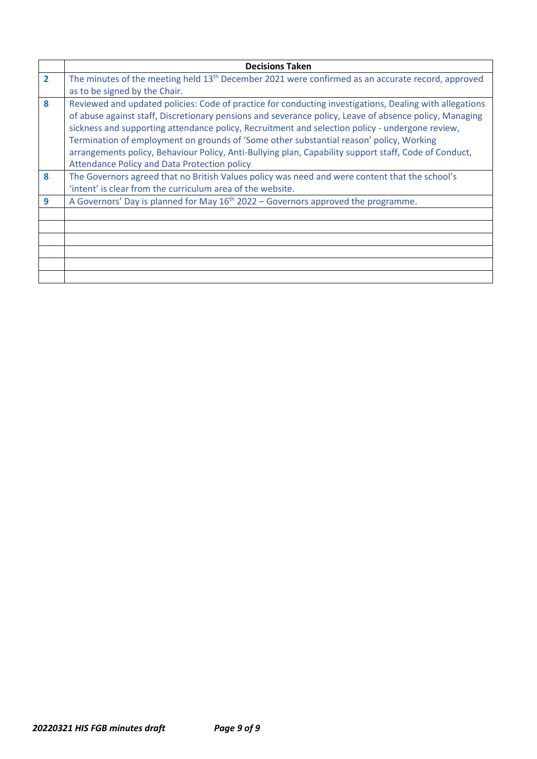| | Decisions Taken |
|---|---|
| 2 | The minutes of the meeting held 13th December 2021 were confirmed as an accurate record, approved as to be signed by the Chair. |
| 8 | Reviewed and updated policies: Code of practice for conducting investigations, Dealing with allegations of abuse against staff, Discretionary pensions and severance policy, Leave of absence policy, Managing sickness and supporting attendance policy, Recruitment and selection policy - undergone review, Termination of employment on grounds of 'Some other substantial reason' policy, Working arrangements policy, Behaviour Policy, Anti-Bullying plan, Capability support staff, Code of Conduct, Attendance Policy and Data Protection policy |
| 8 | The Governors agreed that no British Values policy was need and were content that the school's 'intent' is clear from the curriculum area of the website. |
| 9 | A Governors' Day is planned for May 16th 2022 – Governors approved the programme. |
| | |
| | |
| | |
| | |
| | |
| | |

*20220321 HIS FGB minutes draft*